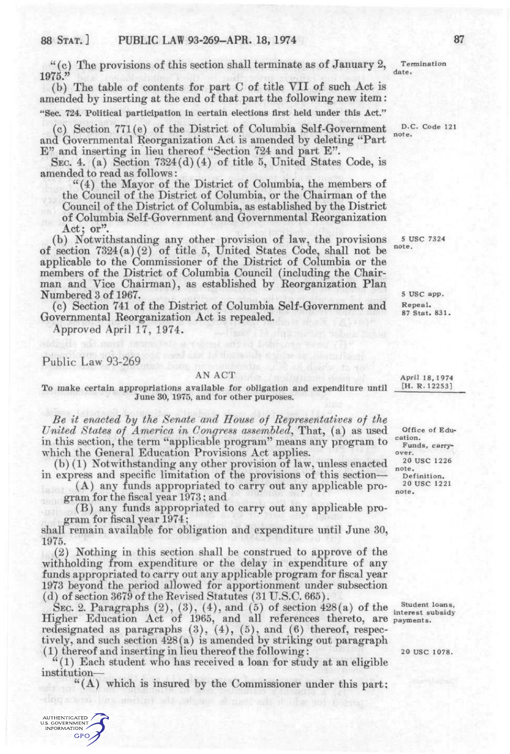"(c) The provisions of this section shall terminate as of January 2, 1975."

Termination date.

(b) The table of contents for part C of title VII of such Act is amended by inserting at the end of that part the following new item:

"Sec. 724. Political participation in certain elections first held under this Act."

(c) Section 771(e) of the District of Columbia Self-Government and Governmental Reorganization Act is amended by deleting "Part E" and inserting in lieu thereof "Section 724 and part E".

D.C. Code 121 note.

SEC. 4. (a) Section 7324(d)(4) of title 5, United States Code, is amended to read as follows:

"(4) the Mayor of the District of Columbia, the members of the Council of the District of Columbia, or the Chairman of the Council of the District of Columbia, as established by the District of Columbia Self-Government and Governmental Reorganization Act; or".

(b) Notwithstanding any other provision of law, the provisions of section 7324(a)(2) of title 5, United States Code, shall not be applicable to the Commissioner of the District of Columbia or the members of the District of Columbia Council (including the Chairman and Vice Chairman), as established by Reorganization Plan Numbered 3 of 1967.

5 USC 7324 note.

5 USC app.

(c) Section 741 of the District of Columbia Self-Government and Governmental Reorganization Act is repealed.

Repeal. 87 Stat. 831.

Approved April 17, 1974.

## Public Law 93-269

April 18, 1974 [H. R. 12253]

AN ACT

To make certain appropriations available for obligation and expenditure until June 30, 1975, and for other purposes.

*Be it enacted by the Senate and House of Representatives of the United States of America in Congress assembled*, That, (a) as used in this section, the term "applicable program" means any program to which the General Education Provisions Act applies.

Office of Education. Funds, carryover. 20 USC 1226 note. Definition. 20 USC 1221 note.

(b)(1) Notwithstanding any other provision of law, unless enacted in express and specific limitation of the provisions of this section—

(A) any funds appropriated to carry out any applicable program for the fiscal year 1973; and

(B) any funds appropriated to carry out any applicable program for fiscal year 1974;

shall remain available for obligation and expenditure until June 30, 1975.

(2) Nothing in this section shall be construed to approve of the withholding from expenditure or the delay in expenditure of any funds appropriated to carry out any applicable program for fiscal year 1973 beyond the period allowed for apportionment under subsection (d) of section 3679 of the Revised Statutes (31 U.S.C. 665).

SEC. 2. Paragraphs (2), (3), (4), and (5) of section 428(a) of the Higher Education Act of 1965, and all references thereto, are redesignated as paragraphs (3), (4), (5), and (6) thereof, respectively, and such section 428(a) is amended by striking out paragraph (1) thereof and inserting in lieu thereof the following:

Student loans, interest subsidy payments.

20 USC 1078.

"(1) Each student who has received a loan for study at an eligible institution—

"(A) which is insured by the Commissioner under this part;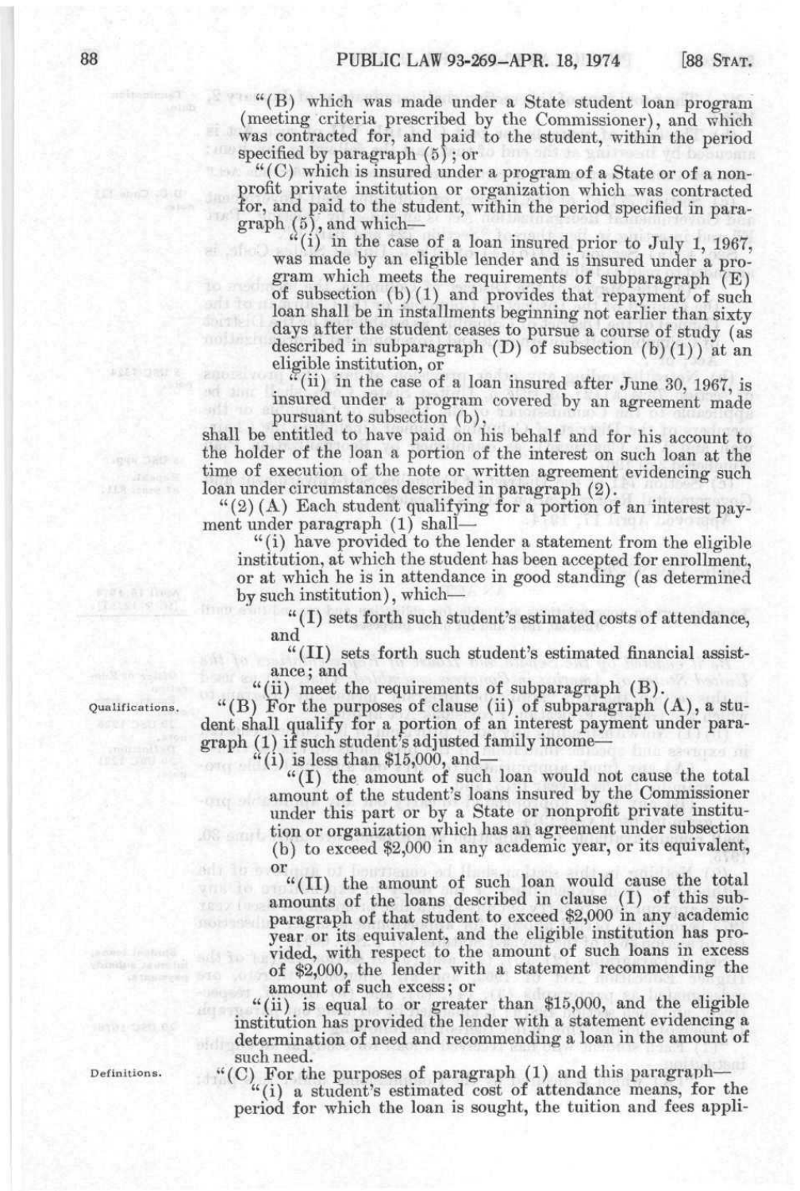"(B) which was made under a State student loan program (meeting criteria prescribed by the Commissioner), and which was contracted for, and paid to the student, within the period specified by paragraph (5); or

"(C) which is insured under a program of a State or of a nonprofit private institution or organization which was contracted for, and paid to the student, within the period specified in paragraph (5), and which—

"(i) in the case of a loan insured prior to July 1, 1967, was made by an eligible lender and is insured under a program which meets the requirements of subparagraph (E) of subsection (b)(1) and provides that repayment of such loan shall be in installments beginning not earlier than sixty days after the student ceases to pursue a course of study (as described in subparagraph (D) of subsection (b)(1)) at an eligible institution, or

"(ii) in the case of a loan insured after June 30, 1967, is insured under a program covered by an agreement made pursuant to subsection (b),

shall be entitled to have paid on his behalf and for his account to the holder of the loan a portion of the interest on such loan at the time of execution of the note or written agreement evidencing such loan under circumstances described in paragraph (2).

"(2)(A) Each student qualifying for a portion of an interest payment under paragraph (1) shall—

"(i) have provided to the lender a statement from the eligible institution, at which the student has been accepted for enrollment, or at which he is in attendance in good standing (as determined by such institution), which—

"(I) sets forth such student's estimated costs of attendance, and

"(II) sets forth such student's estimated financial assistance; and

"(ii) meet the requirements of subparagraph (B).

Qualifications.

"(B) For the purposes of clause (ii) of subparagraph (A), a student shall qualify for a portion of an interest payment under paragraph (1) if such student's adjusted family income—

"(i) is less than $15,000, and—

"(I) the amount of such loan would not cause the total amount of the student's loans insured by the Commissioner under this part or by a State or nonprofit private institution or organization which has an agreement under subsection (b) to exceed $2,000 in any academic year, or its equivalent, or

"(II) the amount of such loan would cause the total amounts of the loans described in clause (I) of this subparagraph of that student to exceed $2,000 in any academic year or its equivalent, and the eligible institution has provided, with respect to the amount of such loans in excess of $2,000, the lender with a statement recommending the amount of such excess; or

"(ii) is equal to or greater than $15,000, and the eligible institution has provided the lender with a statement evidencing a determination of need and recommending a loan in the amount of such need.

Definitions.

"(C) For the purposes of paragraph (1) and this paragraph—

"(i) a student's estimated cost of attendance means, for the period for which the loan is sought, the tuition and fees appli-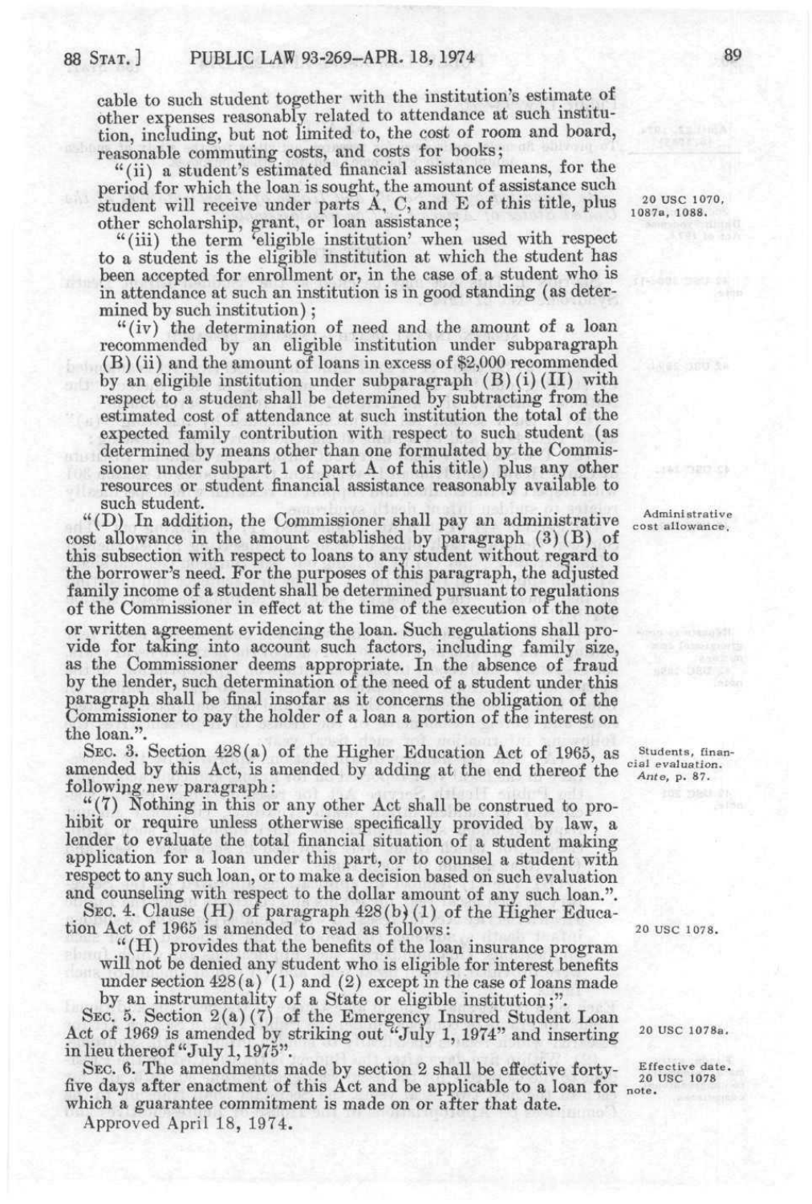cable to such student together with the institution's estimate of other expenses reasonably related to attendance at such institution, including, but not limited to, the cost of room and board, reasonable commuting costs, and costs for books;

"(ii) a student's estimated financial assistance means, for the period for which the loan is sought, the amount of assistance such student will receive under parts A, C, and E of this title, plus other scholarship, grant, or loan assistance;

20 USC 1070, 1087a, 1088.

"(iii) the term 'eligible institution' when used with respect to a student is the eligible institution at which the student has been accepted for enrollment or, in the case of a student who is in attendance at such an institution is in good standing (as determined by such institution);

"(iv) the determination of need and the amount of a loan recommended by an eligible institution under subparagraph (B)(ii) and the amount of loans in excess of $2,000 recommended by an eligible institution under subparagraph (B)(i)(II) with respect to a student shall be determined by subtracting from the estimated cost of attendance at such institution the total of the expected family contribution with respect to such student (as determined by means other than one formulated by the Commissioner under subpart 1 of part A of this title) plus any other resources or student financial assistance reasonably available to such student.

Administrative cost allowance.

"(D) In addition, the Commissioner shall pay an administrative cost allowance in the amount established by paragraph (3)(B) of this subsection with respect to loans to any student without regard to the borrower's need. For the purposes of this paragraph, the adjusted family income of a student shall be determined pursuant to regulations of the Commissioner in effect at the time of the execution of the note or written agreement evidencing the loan. Such regulations shall provide for taking into account such factors, including family size, as the Commissioner deems appropriate. In the absence of fraud by the lender, such determination of the need of a student under this paragraph shall be final insofar as it concerns the obligation of the Commissioner to pay the holder of a loan a portion of the interest on the loan.".

Students, financial evaluation. *Ante*, p. 87.

SEC. 3. Section 428(a) of the Higher Education Act of 1965, as amended by this Act, is amended by adding at the end thereof the following new paragraph:

"(7) Nothing in this or any other Act shall be construed to prohibit or require unless otherwise specifically provided by law, a lender to evaluate the total financial situation of a student making application for a loan under this part, or to counsel a student with respect to any such loan, or to make a decision based on such evaluation and counseling with respect to the dollar amount of any such loan.".

SEC. 4. Clause (H) of paragraph 428(b)(1) of the Higher Education Act of 1965 is amended to read as follows:

20 USC 1078.

"(H) provides that the benefits of the loan insurance program will not be denied any student who is eligible for interest benefits under section 428(a) (1) and (2) except in the case of loans made by an instrumentality of a State or eligible institution;".

SEC. 5. Section 2(a)(7) of the Emergency Insured Student Loan Act of 1969 is amended by striking out "July 1, 1974" and inserting in lieu thereof "July 1, 1975".

20 USC 1078a.

Effective date. 20 USC 1078 note.

SEC. 6. The amendments made by section 2 shall be effective forty-five days after enactment of this Act and be applicable to a loan for which a guarantee commitment is made on or after that date.

Approved April 18, 1974.